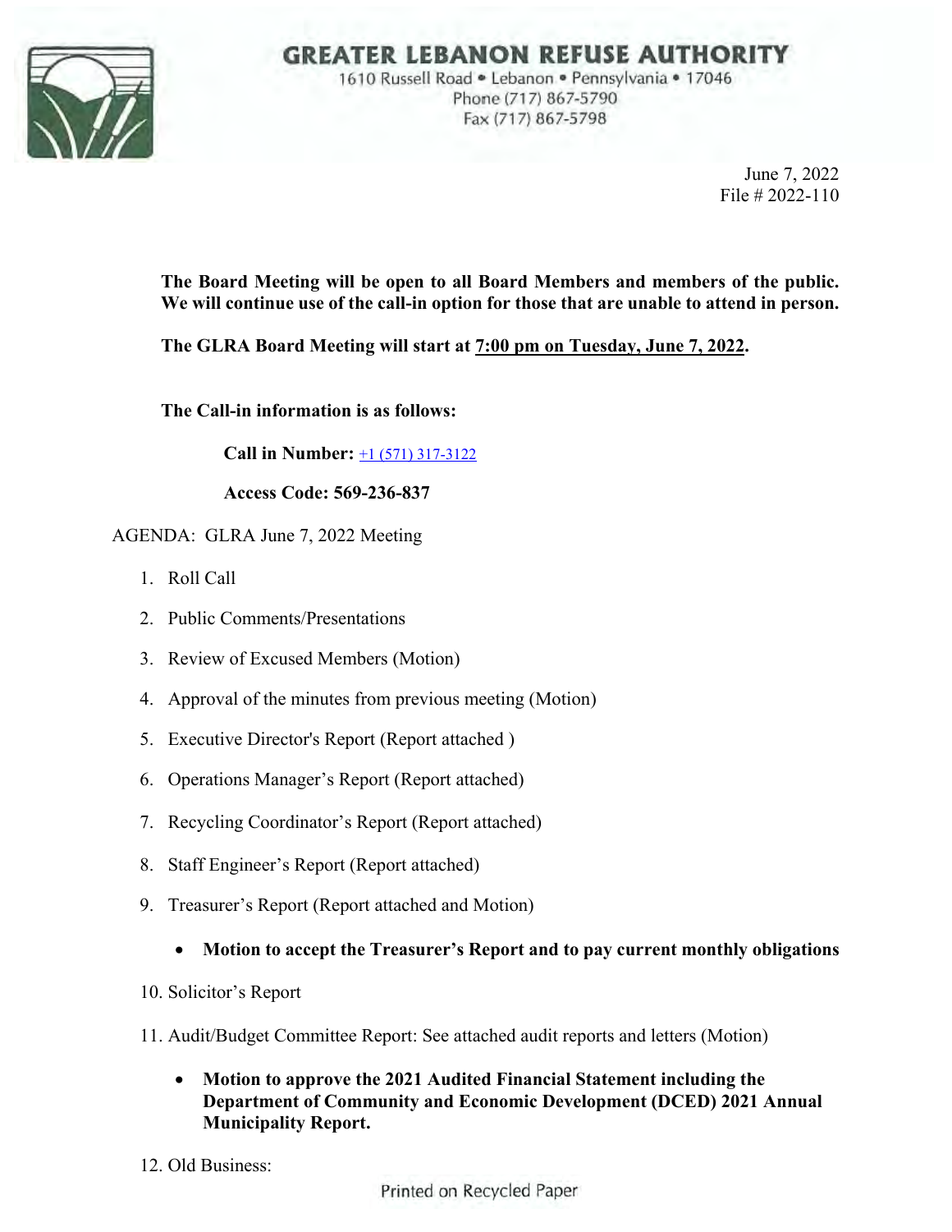# GREATER LEBANON REFUSE AUTHORITY

1610 Russell Road • Lebanon • Pennsylvania • 17046
Phone (717) 867-5790
Fax (717) 867-5798

June 7, 2022
File # 2022-110

**The Board Meeting will be open to all Board Members and members of the public. We will continue use of the call-in option for those that are unable to attend in person.**

**The GLRA Board Meeting will start at <u>7:00 pm on Tuesday, June 7, 2022</u>.**

**The Call-in information is as follows:**

**Call in Number:** +1 (571) 317-3122

**Access Code: 569-236-837**

AGENDA: GLRA June 7, 2022 Meeting

1. Roll Call
2. Public Comments/Presentations
3. Review of Excused Members (Motion)
4. Approval of the minutes from previous meeting (Motion)
5. Executive Director's Report (Report attached )
6. Operations Manager's Report (Report attached)
7. Recycling Coordinator's Report (Report attached)
8. Staff Engineer's Report (Report attached)
9. Treasurer's Report (Report attached and Motion)
   - **Motion to accept the Treasurer's Report and to pay current monthly obligations**
10. Solicitor's Report
11. Audit/Budget Committee Report: See attached audit reports and letters (Motion)
    - **Motion to approve the 2021 Audited Financial Statement including the Department of Community and Economic Development (DCED) 2021 Annual Municipality Report.**
12. Old Business:

Printed on Recycled Paper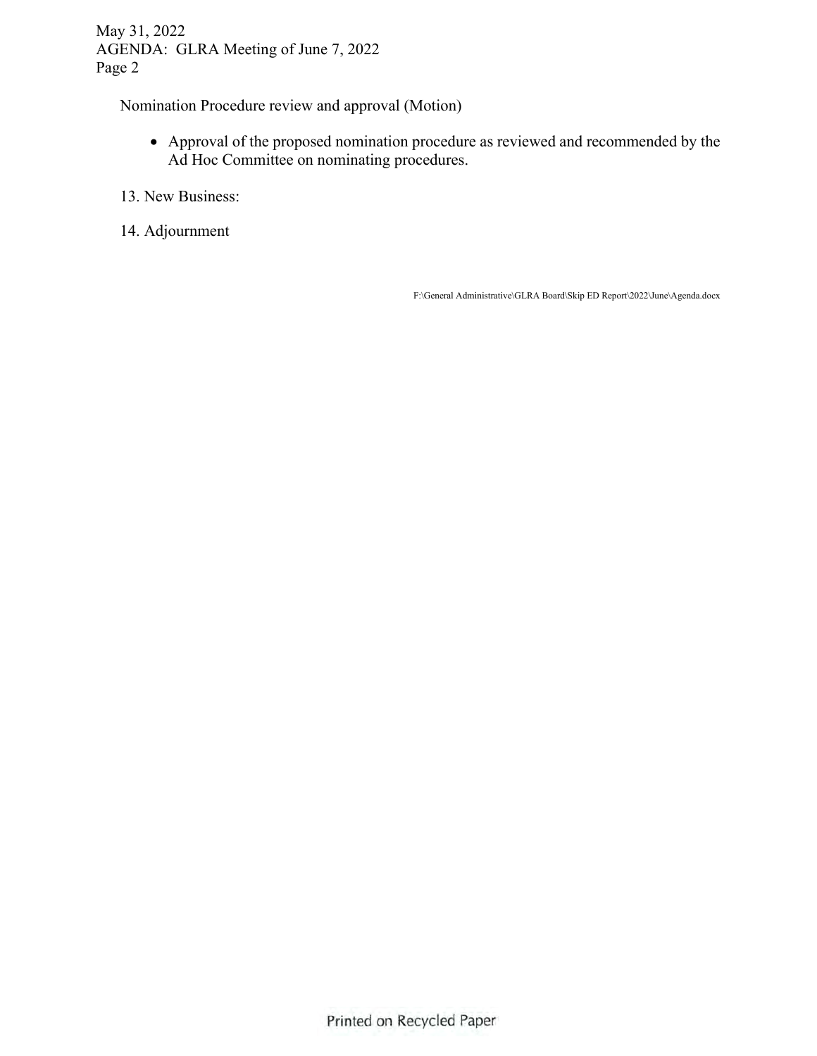Nomination Procedure review and approval (Motion)

- Approval of the proposed nomination procedure as reviewed and recommended by the Ad Hoc Committee on nominating procedures.

13. New Business:

14. Adjournment

F:\General Administrative\GLRA Board\Skip ED Report\2022\June\Agenda.docx

Printed on Recycled Paper